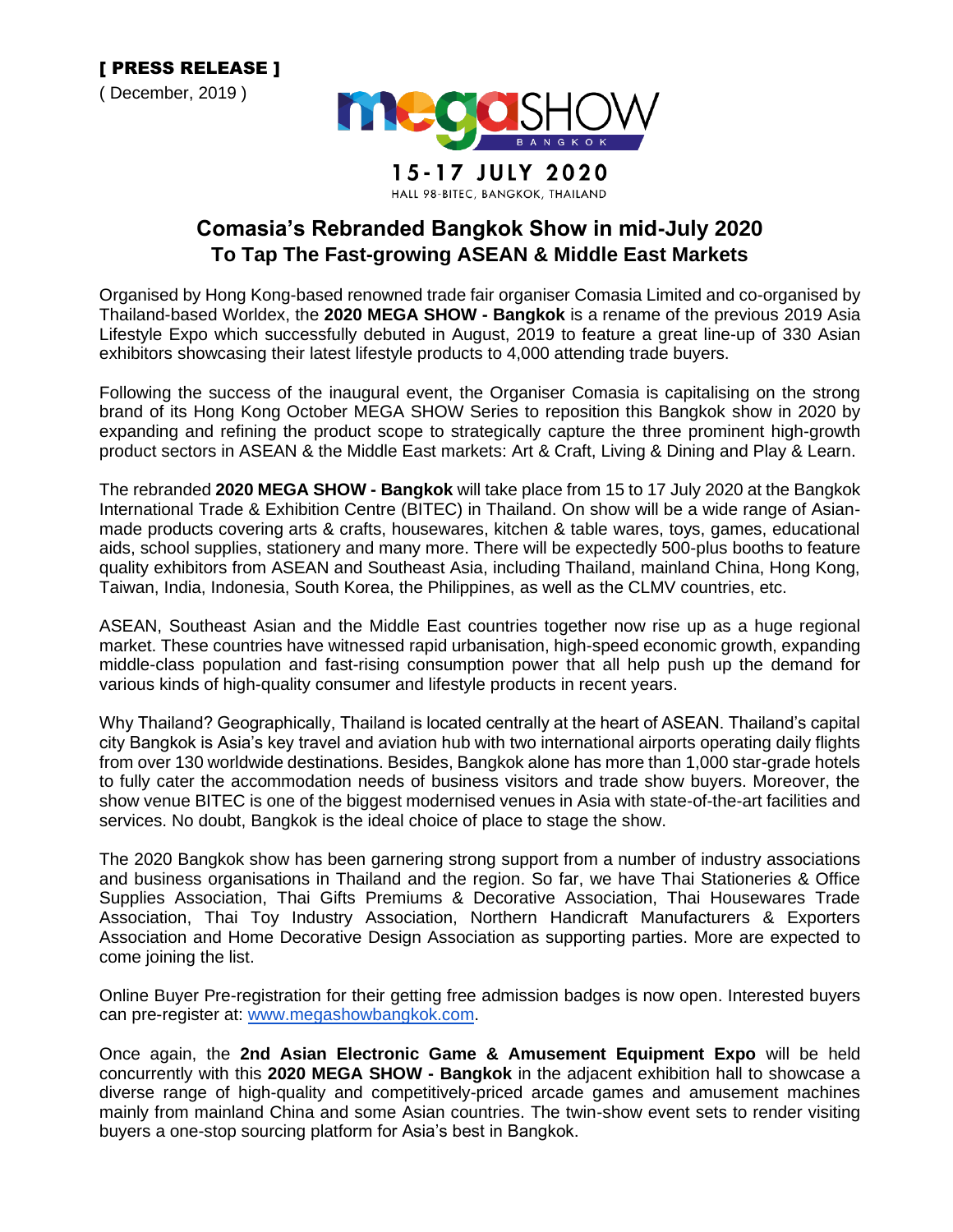**[ PRESS RELEASE ]**

( December, 2019 )

megaSHOW BANGKOK

15-17 JULY 2020

HALL 98-BITEC, BANGKOK, THAILAND

# Comasia's Rebranded Bangkok Show in mid-July 2020 To Tap The Fast-growing ASEAN & Middle East Markets

Organised by Hong Kong-based renowned trade fair organiser Comasia Limited and co-organised by Thailand-based Worldex, the **2020 MEGA SHOW - Bangkok** is a rename of the previous 2019 Asia Lifestyle Expo which successfully debuted in August, 2019 to feature a great line-up of 330 Asian exhibitors showcasing their latest lifestyle products to 4,000 attending trade buyers.

Following the success of the inaugural event, the Organiser Comasia is capitalising on the strong brand of its Hong Kong October MEGA SHOW Series to reposition this Bangkok show in 2020 by expanding and refining the product scope to strategically capture the three prominent high-growth product sectors in ASEAN & the Middle East markets: Art & Craft, Living & Dining and Play & Learn.

The rebranded **2020 MEGA SHOW - Bangkok** will take place from 15 to 17 July 2020 at the Bangkok International Trade & Exhibition Centre (BITEC) in Thailand. On show will be a wide range of Asian-made products covering arts & crafts, housewares, kitchen & table wares, toys, games, educational aids, school supplies, stationery and many more. There will be expectedly 500-plus booths to feature quality exhibitors from ASEAN and Southeast Asia, including Thailand, mainland China, Hong Kong, Taiwan, India, Indonesia, South Korea, the Philippines, as well as the CLMV countries, etc.

ASEAN, Southeast Asian and the Middle East countries together now rise up as a huge regional market. These countries have witnessed rapid urbanisation, high-speed economic growth, expanding middle-class population and fast-rising consumption power that all help push up the demand for various kinds of high-quality consumer and lifestyle products in recent years.

Why Thailand? Geographically, Thailand is located centrally at the heart of ASEAN. Thailand's capital city Bangkok is Asia's key travel and aviation hub with two international airports operating daily flights from over 130 worldwide destinations. Besides, Bangkok alone has more than 1,000 star-grade hotels to fully cater the accommodation needs of business visitors and trade show buyers. Moreover, the show venue BITEC is one of the biggest modernised venues in Asia with state-of-the-art facilities and services. No doubt, Bangkok is the ideal choice of place to stage the show.

The 2020 Bangkok show has been garnering strong support from a number of industry associations and business organisations in Thailand and the region. So far, we have Thai Stationeries & Office Supplies Association, Thai Gifts Premiums & Decorative Association, Thai Housewares Trade Association, Thai Toy Industry Association, Northern Handicraft Manufacturers & Exporters Association and Home Decorative Design Association as supporting parties. More are expected to come joining the list.

Online Buyer Pre-registration for their getting free admission badges is now open. Interested buyers can pre-register at: www.megashowbangkok.com.

Once again, the **2nd Asian Electronic Game & Amusement Equipment Expo** will be held concurrently with this **2020 MEGA SHOW - Bangkok** in the adjacent exhibition hall to showcase a diverse range of high-quality and competitively-priced arcade games and amusement machines mainly from mainland China and some Asian countries. The twin-show event sets to render visiting buyers a one-stop sourcing platform for Asia's best in Bangkok.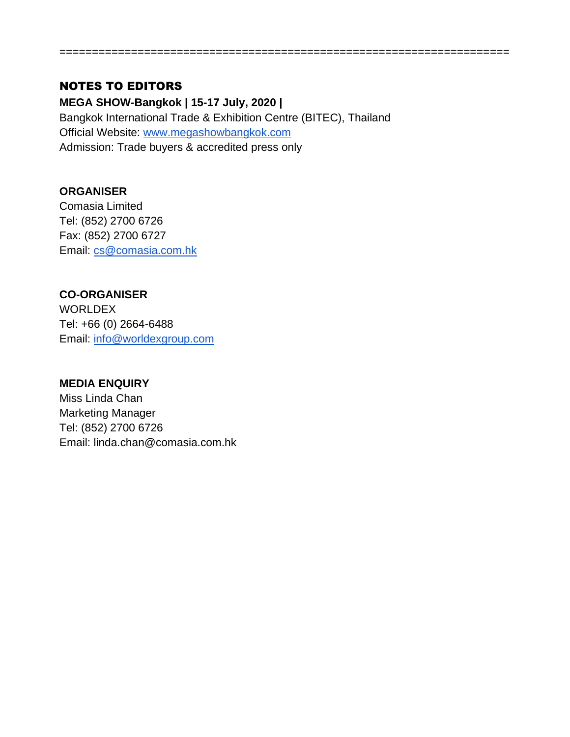==================================================================

## NOTES TO EDITORS

**MEGA SHOW-Bangkok | 15-17 July, 2020 |**
Bangkok International Trade & Exhibition Centre (BITEC), Thailand
Official Website: www.megashowbangkok.com
Admission: Trade buyers & accredited press only

**ORGANISER**
Comasia Limited
Tel: (852) 2700 6726
Fax: (852) 2700 6727
Email: cs@comasia.com.hk

**CO-ORGANISER**
WORLDEX
Tel: +66 (0) 2664-6488
Email: info@worldexgroup.com

**MEDIA ENQUIRY**
Miss Linda Chan
Marketing Manager
Tel: (852) 2700 6726
Email: linda.chan@comasia.com.hk